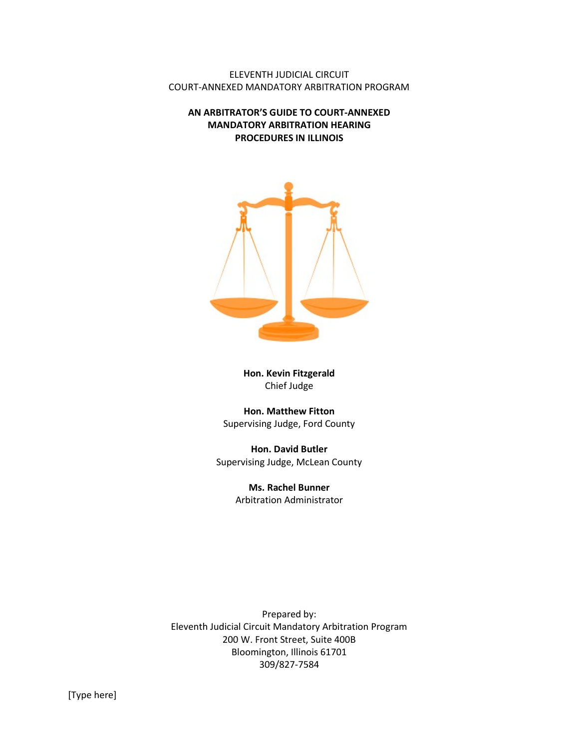ELEVENTH JUDICIAL CIRCUIT
COURT-ANNEXED MANDATORY ARBITRATION PROGRAM

# AN ARBITRATOR'S GUIDE TO COURT-ANNEXED MANDATORY ARBITRATION HEARING PROCEDURES IN ILLINOIS

**Hon. Kevin Fitzgerald**
Chief Judge

**Hon. Matthew Fitton**
Supervising Judge, Ford County

**Hon. David Butler**
Supervising Judge, McLean County

**Ms. Rachel Bunner**
Arbitration Administrator

Prepared by:
Eleventh Judicial Circuit Mandatory Arbitration Program
200 W. Front Street, Suite 400B
Bloomington, Illinois 61701
309/827-7584

[Type here]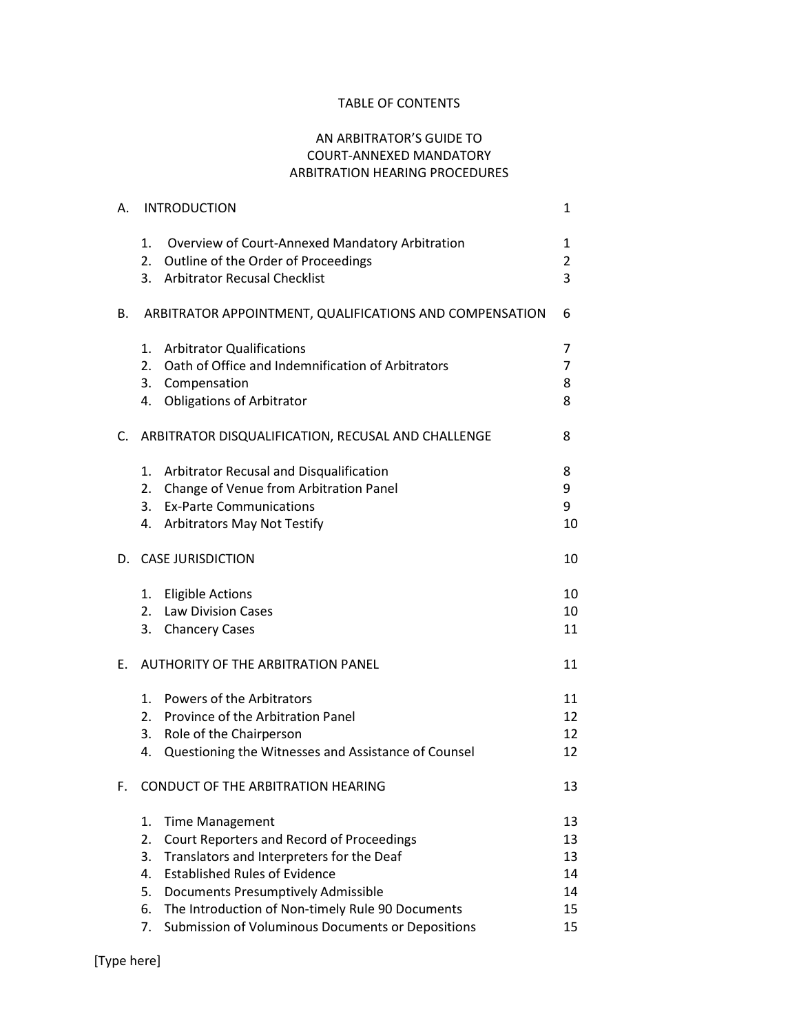# TABLE OF CONTENTS

## AN ARBITRATOR'S GUIDE TO COURT-ANNEXED MANDATORY ARBITRATION HEARING PROCEDURES

| | | |
|---|---|---|
| A. | INTRODUCTION | 1 |
| | 1. Overview of Court-Annexed Mandatory Arbitration | 1 |
| | 2. Outline of the Order of Proceedings | 2 |
| | 3. Arbitrator Recusal Checklist | 3 |
| B. | ARBITRATOR APPOINTMENT, QUALIFICATIONS AND COMPENSATION | 6 |
| | 1. Arbitrator Qualifications | 7 |
| | 2. Oath of Office and Indemnification of Arbitrators | 7 |
| | 3. Compensation | 8 |
| | 4. Obligations of Arbitrator | 8 |
| C. | ARBITRATOR DISQUALIFICATION, RECUSAL AND CHALLENGE | 8 |
| | 1. Arbitrator Recusal and Disqualification | 8 |
| | 2. Change of Venue from Arbitration Panel | 9 |
| | 3. Ex-Parte Communications | 9 |
| | 4. Arbitrators May Not Testify | 10 |
| D. | CASE JURISDICTION | 10 |
| | 1. Eligible Actions | 10 |
| | 2. Law Division Cases | 10 |
| | 3. Chancery Cases | 11 |
| E. | AUTHORITY OF THE ARBITRATION PANEL | 11 |
| | 1. Powers of the Arbitrators | 11 |
| | 2. Province of the Arbitration Panel | 12 |
| | 3. Role of the Chairperson | 12 |
| | 4. Questioning the Witnesses and Assistance of Counsel | 12 |
| F. | CONDUCT OF THE ARBITRATION HEARING | 13 |
| | 1. Time Management | 13 |
| | 2. Court Reporters and Record of Proceedings | 13 |
| | 3. Translators and Interpreters for the Deaf | 13 |
| | 4. Established Rules of Evidence | 14 |
| | 5. Documents Presumptively Admissible | 14 |
| | 6. The Introduction of Non-timely Rule 90 Documents | 15 |
| | 7. Submission of Voluminous Documents or Depositions | 15 |

[Type here]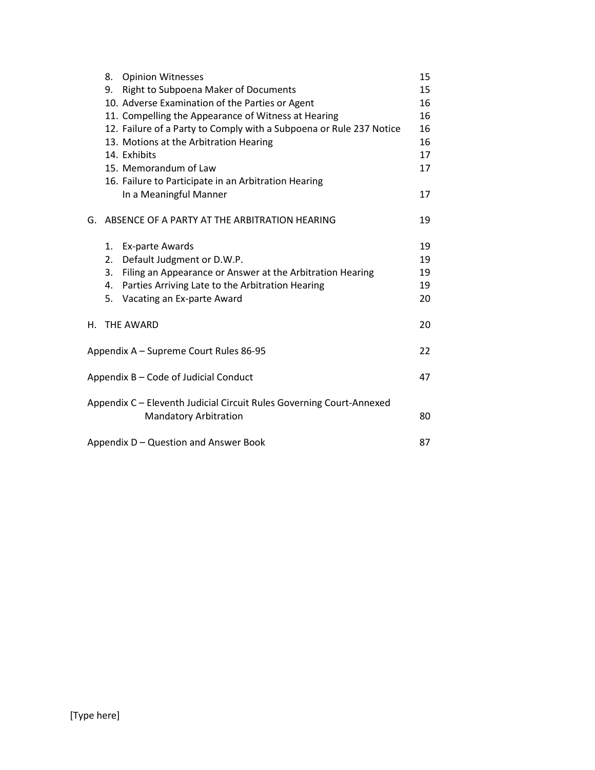8. Opinion Witnesses 15
9. Right to Subpoena Maker of Documents 15
10. Adverse Examination of the Parties or Agent 16
11. Compelling the Appearance of Witness at Hearing 16
12. Failure of a Party to Comply with a Subpoena or Rule 237 Notice 16
13. Motions at the Arbitration Hearing 16
14. Exhibits 17
15. Memorandum of Law 17
16. Failure to Participate in an Arbitration Hearing In a Meaningful Manner 17

G. ABSENCE OF A PARTY AT THE ARBITRATION HEARING 19

1. Ex-parte Awards 19
2. Default Judgment or D.W.P. 19
3. Filing an Appearance or Answer at the Arbitration Hearing 19
4. Parties Arriving Late to the Arbitration Hearing 19
5. Vacating an Ex-parte Award 20

H. THE AWARD 20

Appendix A – Supreme Court Rules 86-95 22

Appendix B – Code of Judicial Conduct 47

Appendix C – Eleventh Judicial Circuit Rules Governing Court-Annexed Mandatory Arbitration 80

Appendix D – Question and Answer Book 87

[Type here]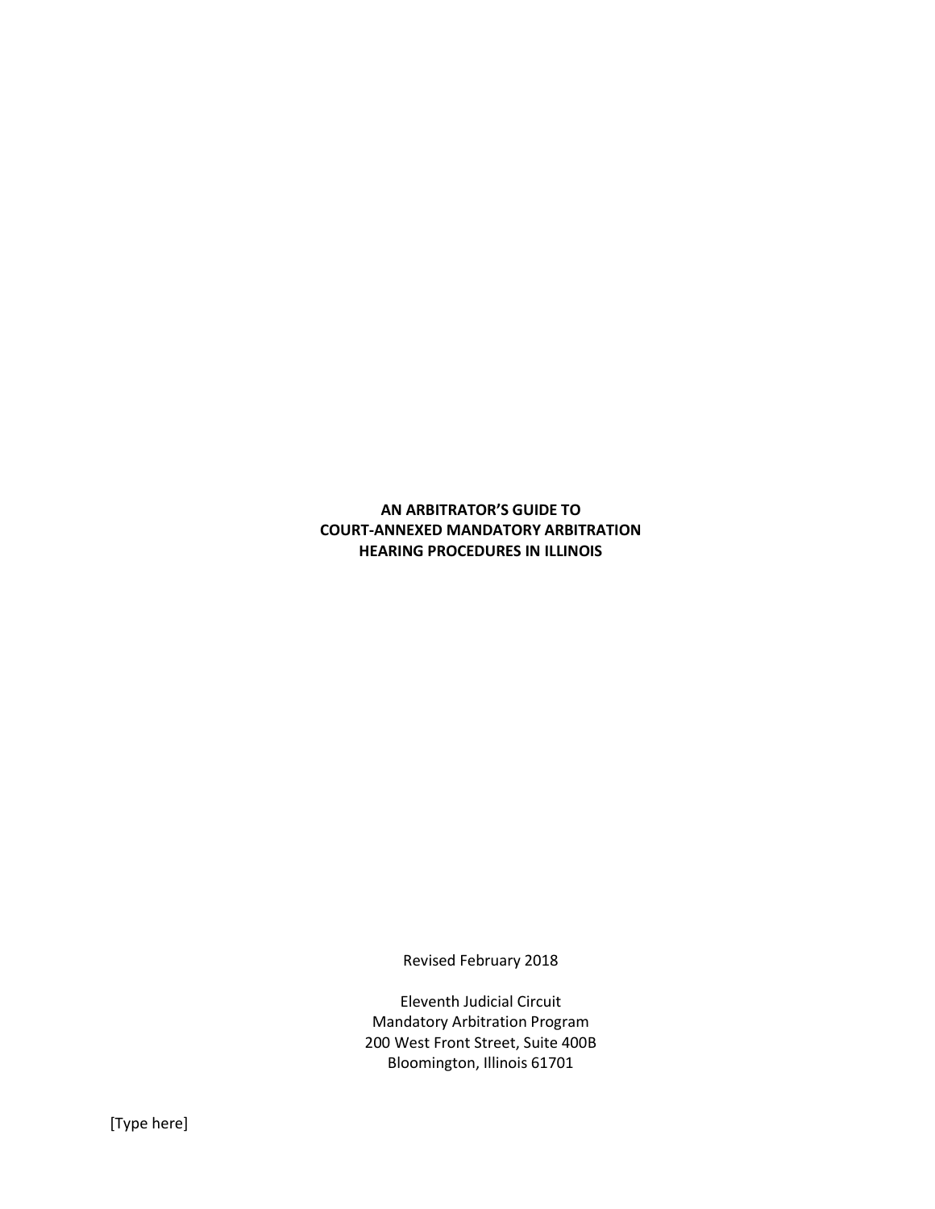**AN ARBITRATOR'S GUIDE TO**
**COURT-ANNEXED MANDATORY ARBITRATION**
**HEARING PROCEDURES IN ILLINOIS**

Revised February 2018

Eleventh Judicial Circuit
Mandatory Arbitration Program
200 West Front Street, Suite 400B
Bloomington, Illinois 61701

[Type here]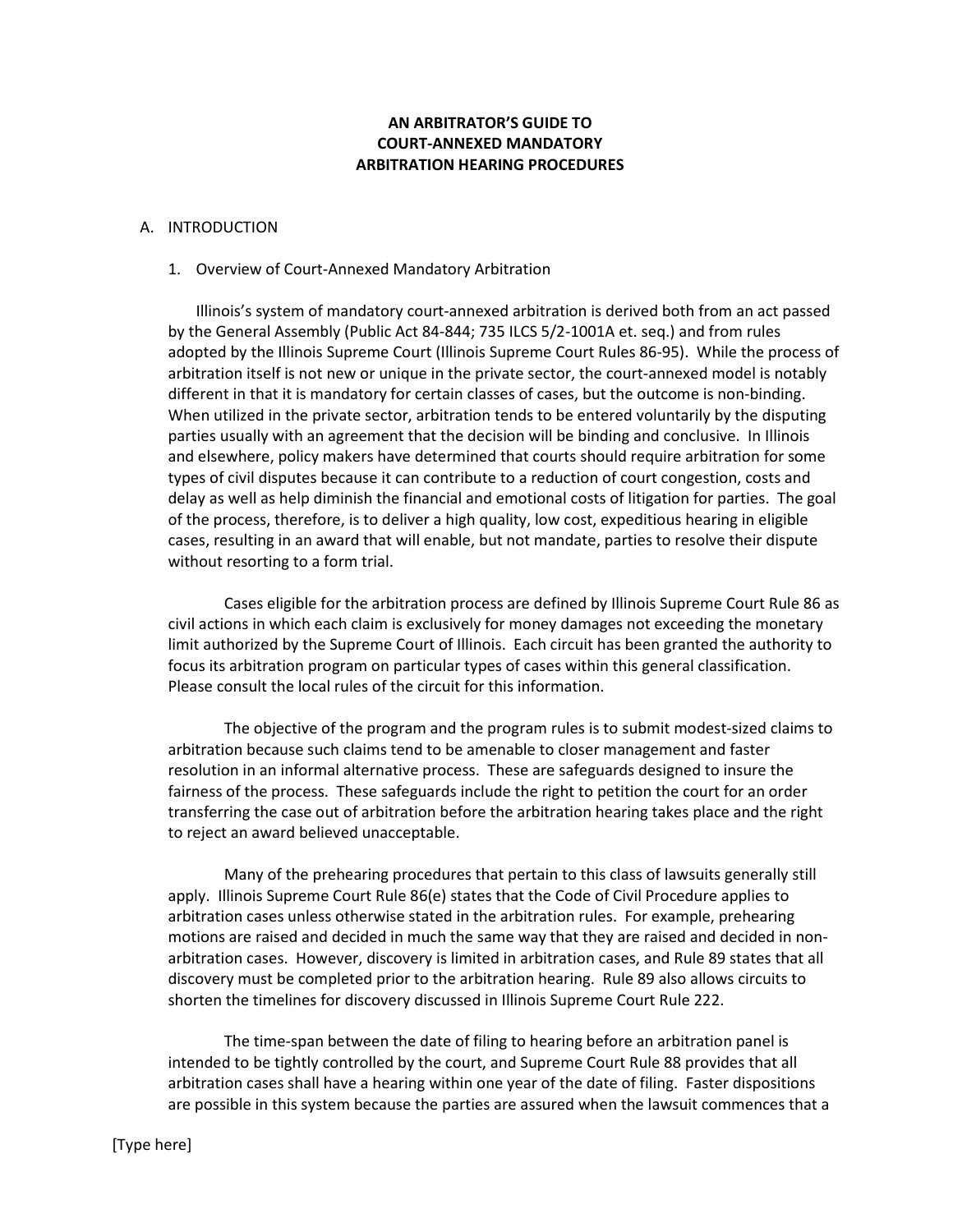# AN ARBITRATOR'S GUIDE TO COURT-ANNEXED MANDATORY ARBITRATION HEARING PROCEDURES

## A. INTRODUCTION

### 1. Overview of Court-Annexed Mandatory Arbitration

Illinois's system of mandatory court-annexed arbitration is derived both from an act passed by the General Assembly (Public Act 84-844; 735 ILCS 5/2-1001A et. seq.) and from rules adopted by the Illinois Supreme Court (Illinois Supreme Court Rules 86-95). While the process of arbitration itself is not new or unique in the private sector, the court-annexed model is notably different in that it is mandatory for certain classes of cases, but the outcome is non-binding. When utilized in the private sector, arbitration tends to be entered voluntarily by the disputing parties usually with an agreement that the decision will be binding and conclusive. In Illinois and elsewhere, policy makers have determined that courts should require arbitration for some types of civil disputes because it can contribute to a reduction of court congestion, costs and delay as well as help diminish the financial and emotional costs of litigation for parties. The goal of the process, therefore, is to deliver a high quality, low cost, expeditious hearing in eligible cases, resulting in an award that will enable, but not mandate, parties to resolve their dispute without resorting to a form trial.

Cases eligible for the arbitration process are defined by Illinois Supreme Court Rule 86 as civil actions in which each claim is exclusively for money damages not exceeding the monetary limit authorized by the Supreme Court of Illinois. Each circuit has been granted the authority to focus its arbitration program on particular types of cases within this general classification. Please consult the local rules of the circuit for this information.

The objective of the program and the program rules is to submit modest-sized claims to arbitration because such claims tend to be amenable to closer management and faster resolution in an informal alternative process. These are safeguards designed to insure the fairness of the process. These safeguards include the right to petition the court for an order transferring the case out of arbitration before the arbitration hearing takes place and the right to reject an award believed unacceptable.

Many of the prehearing procedures that pertain to this class of lawsuits generally still apply. Illinois Supreme Court Rule 86(e) states that the Code of Civil Procedure applies to arbitration cases unless otherwise stated in the arbitration rules. For example, prehearing motions are raised and decided in much the same way that they are raised and decided in non-arbitration cases. However, discovery is limited in arbitration cases, and Rule 89 states that all discovery must be completed prior to the arbitration hearing. Rule 89 also allows circuits to shorten the timelines for discovery discussed in Illinois Supreme Court Rule 222.

The time-span between the date of filing to hearing before an arbitration panel is intended to be tightly controlled by the court, and Supreme Court Rule 88 provides that all arbitration cases shall have a hearing within one year of the date of filing. Faster dispositions are possible in this system because the parties are assured when the lawsuit commences that a

[Type here]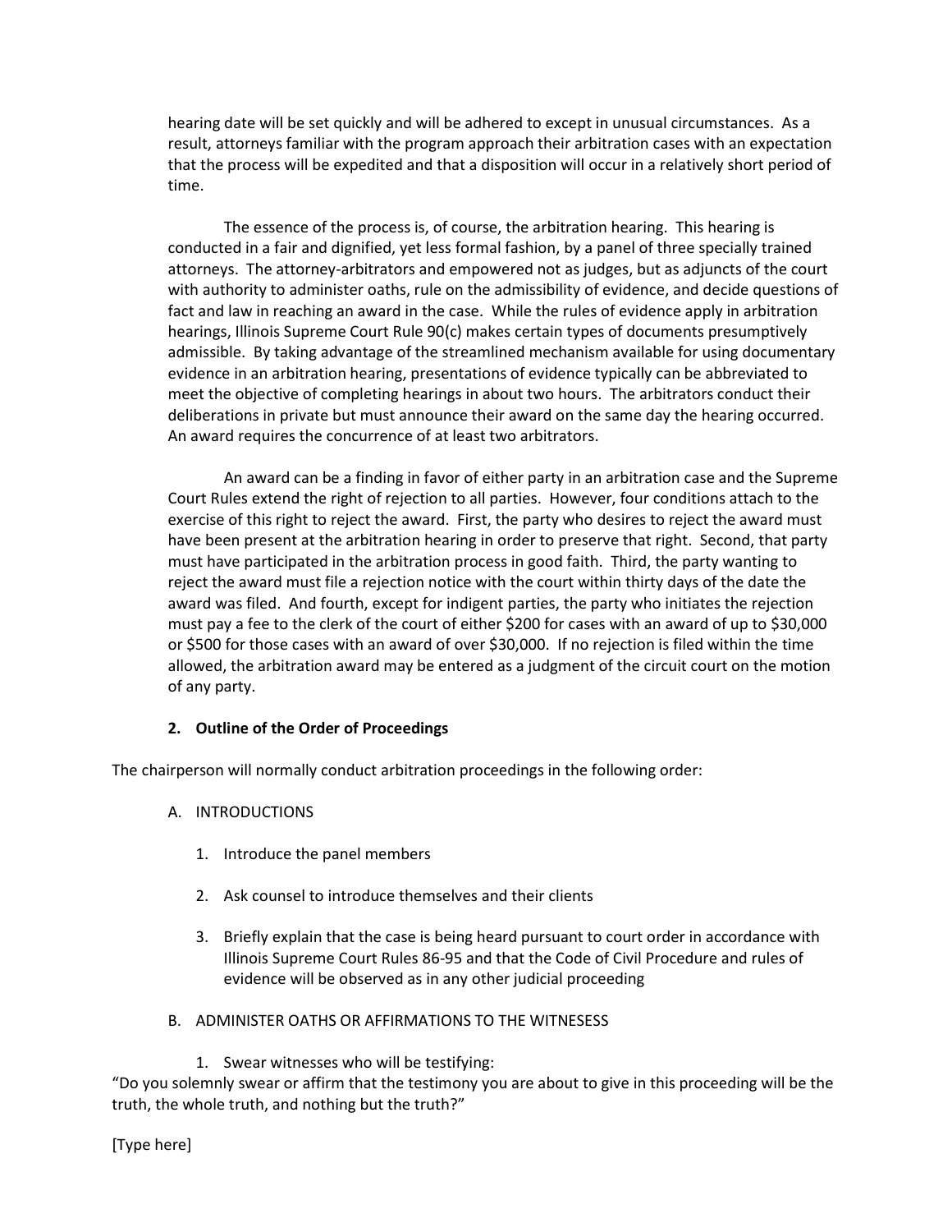hearing date will be set quickly and will be adhered to except in unusual circumstances. As a result, attorneys familiar with the program approach their arbitration cases with an expectation that the process will be expedited and that a disposition will occur in a relatively short period of time.

The essence of the process is, of course, the arbitration hearing. This hearing is conducted in a fair and dignified, yet less formal fashion, by a panel of three specially trained attorneys. The attorney-arbitrators and empowered not as judges, but as adjuncts of the court with authority to administer oaths, rule on the admissibility of evidence, and decide questions of fact and law in reaching an award in the case. While the rules of evidence apply in arbitration hearings, Illinois Supreme Court Rule 90(c) makes certain types of documents presumptively admissible. By taking advantage of the streamlined mechanism available for using documentary evidence in an arbitration hearing, presentations of evidence typically can be abbreviated to meet the objective of completing hearings in about two hours. The arbitrators conduct their deliberations in private but must announce their award on the same day the hearing occurred. An award requires the concurrence of at least two arbitrators.

An award can be a finding in favor of either party in an arbitration case and the Supreme Court Rules extend the right of rejection to all parties. However, four conditions attach to the exercise of this right to reject the award. First, the party who desires to reject the award must have been present at the arbitration hearing in order to preserve that right. Second, that party must have participated in the arbitration process in good faith. Third, the party wanting to reject the award must file a rejection notice with the court within thirty days of the date the award was filed. And fourth, except for indigent parties, the party who initiates the rejection must pay a fee to the clerk of the court of either $200 for cases with an award of up to $30,000 or $500 for those cases with an award of over $30,000. If no rejection is filed within the time allowed, the arbitration award may be entered as a judgment of the circuit court on the motion of any party.

**2. Outline of the Order of Proceedings**

The chairperson will normally conduct arbitration proceedings in the following order:

A. INTRODUCTIONS

1. Introduce the panel members
2. Ask counsel to introduce themselves and their clients
3. Briefly explain that the case is being heard pursuant to court order in accordance with Illinois Supreme Court Rules 86-95 and that the Code of Civil Procedure and rules of evidence will be observed as in any other judicial proceeding

B. ADMINISTER OATHS OR AFFIRMATIONS TO THE WITNESESS

1. Swear witnesses who will be testifying:

"Do you solemnly swear or affirm that the testimony you are about to give in this proceeding will be the truth, the whole truth, and nothing but the truth?"

[Type here]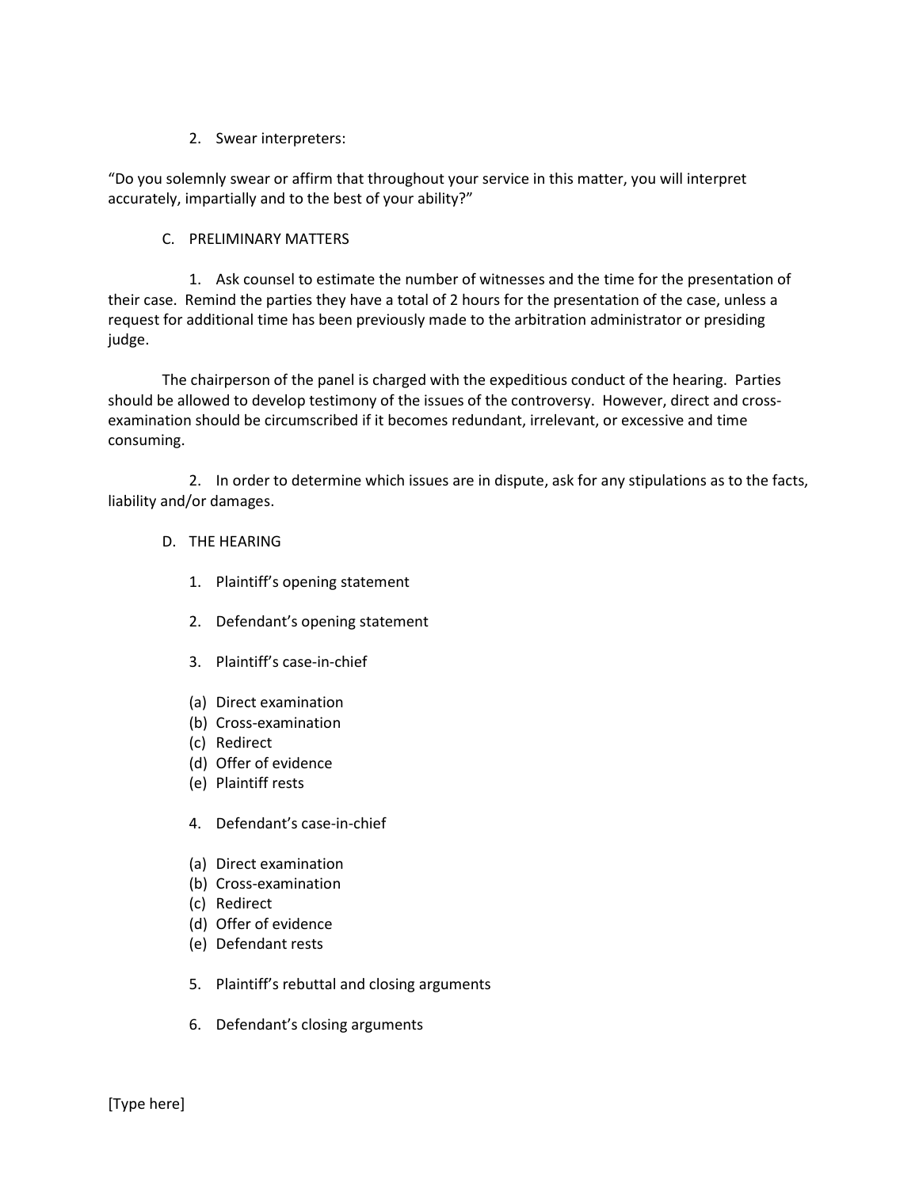2. Swear interpreters:

"Do you solemnly swear or affirm that throughout your service in this matter, you will interpret accurately, impartially and to the best of your ability?"

C. PRELIMINARY MATTERS

1. Ask counsel to estimate the number of witnesses and the time for the presentation of their case. Remind the parties they have a total of 2 hours for the presentation of the case, unless a request for additional time has been previously made to the arbitration administrator or presiding judge.

The chairperson of the panel is charged with the expeditious conduct of the hearing. Parties should be allowed to develop testimony of the issues of the controversy. However, direct and cross-examination should be circumscribed if it becomes redundant, irrelevant, or excessive and time consuming.

2. In order to determine which issues are in dispute, ask for any stipulations as to the facts, liability and/or damages.

D. THE HEARING

1. Plaintiff's opening statement

2. Defendant's opening statement

3. Plaintiff's case-in-chief

(a) Direct examination
(b) Cross-examination
(c) Redirect
(d) Offer of evidence
(e) Plaintiff rests

4. Defendant's case-in-chief

(a) Direct examination
(b) Cross-examination
(c) Redirect
(d) Offer of evidence
(e) Defendant rests

5. Plaintiff's rebuttal and closing arguments

6. Defendant's closing arguments

[Type here]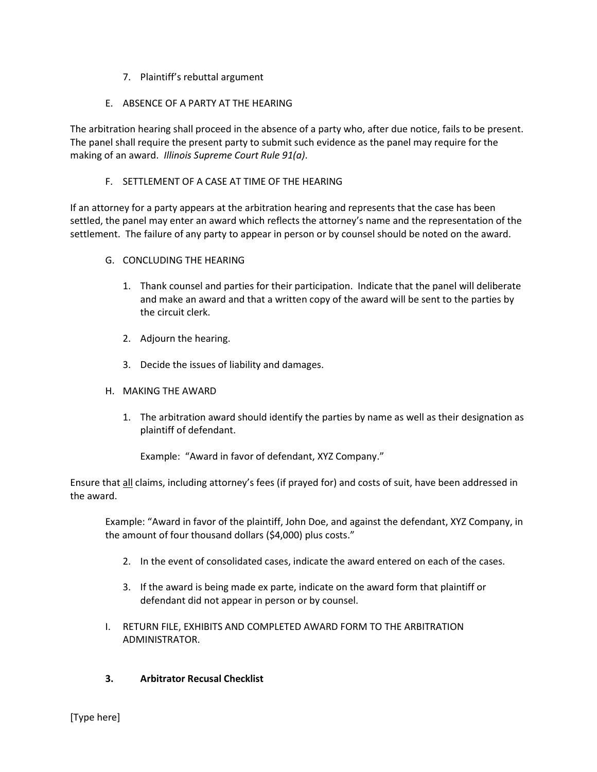7. Plaintiff's rebuttal argument

E. ABSENCE OF A PARTY AT THE HEARING

The arbitration hearing shall proceed in the absence of a party who, after due notice, fails to be present. The panel shall require the present party to submit such evidence as the panel may require for the making of an award. *Illinois Supreme Court Rule 91(a)*.

F. SETTLEMENT OF A CASE AT TIME OF THE HEARING

If an attorney for a party appears at the arbitration hearing and represents that the case has been settled, the panel may enter an award which reflects the attorney's name and the representation of the settlement. The failure of any party to appear in person or by counsel should be noted on the award.

G. CONCLUDING THE HEARING

1. Thank counsel and parties for their participation. Indicate that the panel will deliberate and make an award and that a written copy of the award will be sent to the parties by the circuit clerk.

2. Adjourn the hearing.

3. Decide the issues of liability and damages.

H. MAKING THE AWARD

1. The arbitration award should identify the parties by name as well as their designation as plaintiff of defendant.

   Example: "Award in favor of defendant, XYZ Company."

Ensure that <u>all</u> claims, including attorney's fees (if prayed for) and costs of suit, have been addressed in the award.

> Example: "Award in favor of the plaintiff, John Doe, and against the defendant, XYZ Company, in the amount of four thousand dollars ($4,000) plus costs."

2. In the event of consolidated cases, indicate the award entered on each of the cases.

3. If the award is being made ex parte, indicate on the award form that plaintiff or defendant did not appear in person or by counsel.

I. RETURN FILE, EXHIBITS AND COMPLETED AWARD FORM TO THE ARBITRATION ADMINISTRATOR.

**3. Arbitrator Recusal Checklist**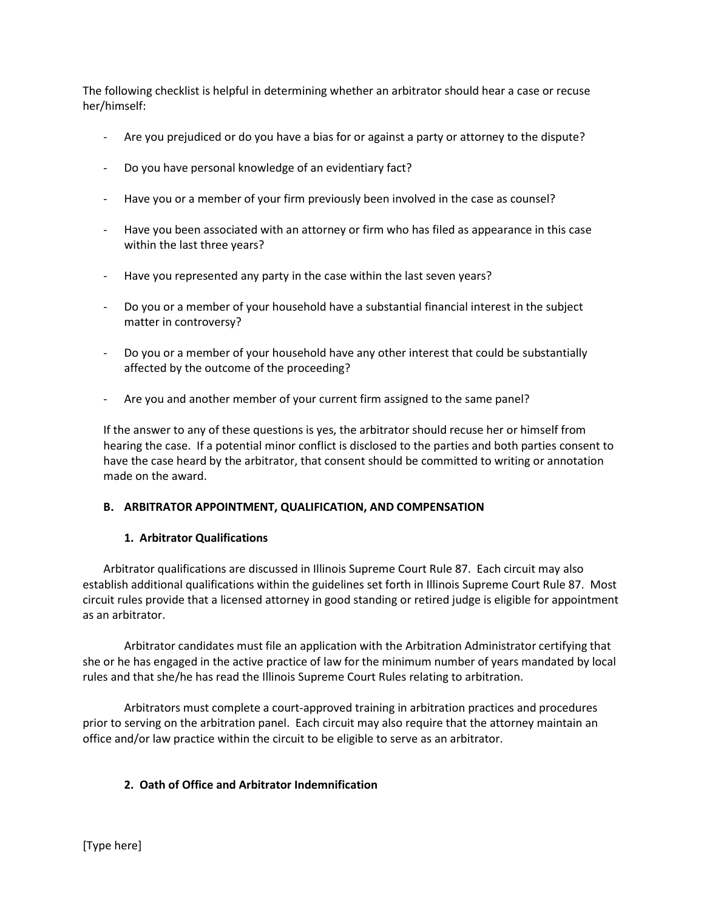The following checklist is helpful in determining whether an arbitrator should hear a case or recuse her/himself:

- Are you prejudiced or do you have a bias for or against a party or attorney to the dispute?
- Do you have personal knowledge of an evidentiary fact?
- Have you or a member of your firm previously been involved in the case as counsel?
- Have you been associated with an attorney or firm who has filed as appearance in this case within the last three years?
- Have you represented any party in the case within the last seven years?
- Do you or a member of your household have a substantial financial interest in the subject matter in controversy?
- Do you or a member of your household have any other interest that could be substantially affected by the outcome of the proceeding?
- Are you and another member of your current firm assigned to the same panel?

If the answer to any of these questions is yes, the arbitrator should recuse her or himself from hearing the case. If a potential minor conflict is disclosed to the parties and both parties consent to have the case heard by the arbitrator, that consent should be committed to writing or annotation made on the award.

### B. ARBITRATOR APPOINTMENT, QUALIFICATION, AND COMPENSATION

#### 1. Arbitrator Qualifications

Arbitrator qualifications are discussed in Illinois Supreme Court Rule 87. Each circuit may also establish additional qualifications within the guidelines set forth in Illinois Supreme Court Rule 87. Most circuit rules provide that a licensed attorney in good standing or retired judge is eligible for appointment as an arbitrator.

Arbitrator candidates must file an application with the Arbitration Administrator certifying that she or he has engaged in the active practice of law for the minimum number of years mandated by local rules and that she/he has read the Illinois Supreme Court Rules relating to arbitration.

Arbitrators must complete a court-approved training in arbitration practices and procedures prior to serving on the arbitration panel. Each circuit may also require that the attorney maintain an office and/or law practice within the circuit to be eligible to serve as an arbitrator.

#### 2. Oath of Office and Arbitrator Indemnification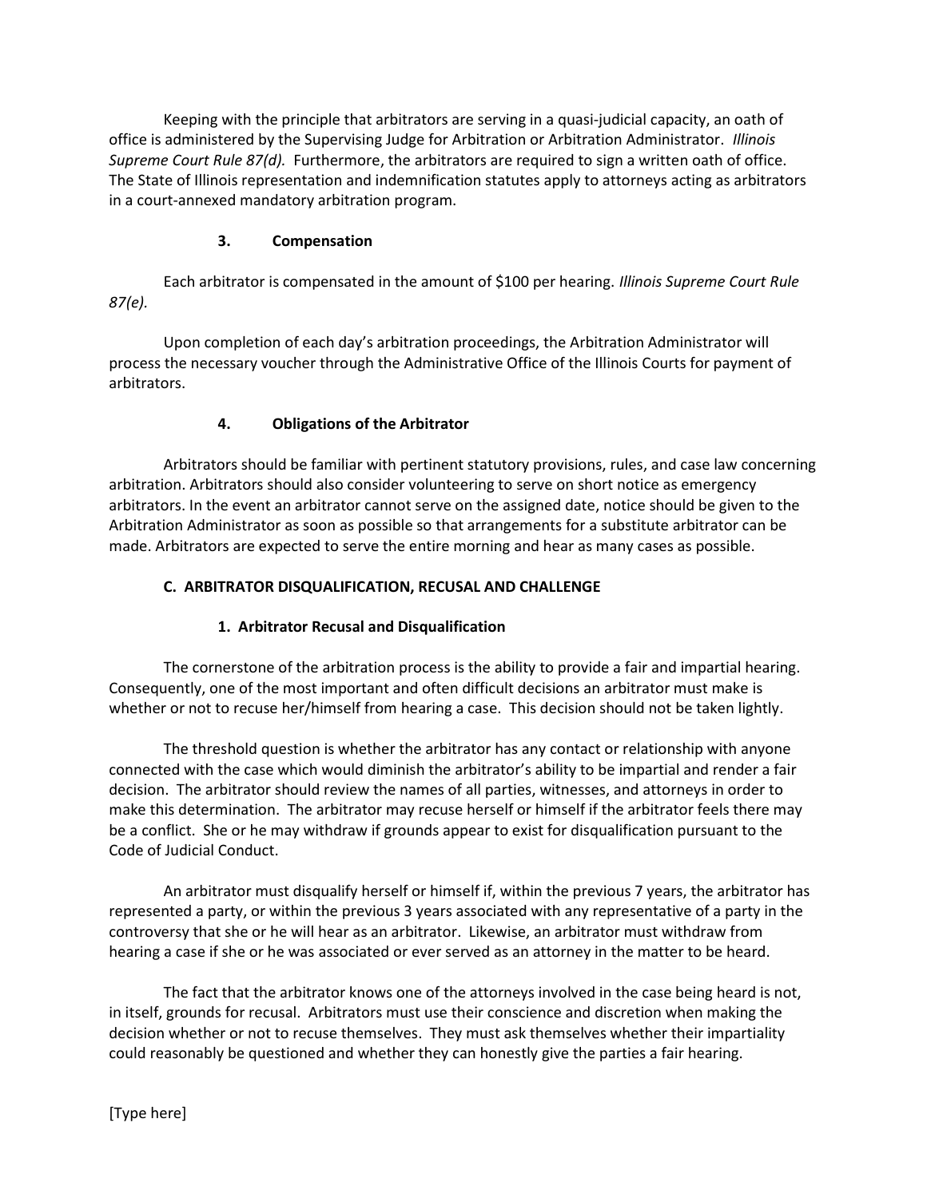Keeping with the principle that arbitrators are serving in a quasi-judicial capacity, an oath of office is administered by the Supervising Judge for Arbitration or Arbitration Administrator. *Illinois Supreme Court Rule 87(d).* Furthermore, the arbitrators are required to sign a written oath of office. The State of Illinois representation and indemnification statutes apply to attorneys acting as arbitrators in a court-annexed mandatory arbitration program.

### 3. Compensation

Each arbitrator is compensated in the amount of $100 per hearing. *Illinois Supreme Court Rule 87(e).*

Upon completion of each day's arbitration proceedings, the Arbitration Administrator will process the necessary voucher through the Administrative Office of the Illinois Courts for payment of arbitrators.

### 4. Obligations of the Arbitrator

Arbitrators should be familiar with pertinent statutory provisions, rules, and case law concerning arbitration. Arbitrators should also consider volunteering to serve on short notice as emergency arbitrators. In the event an arbitrator cannot serve on the assigned date, notice should be given to the Arbitration Administrator as soon as possible so that arrangements for a substitute arbitrator can be made. Arbitrators are expected to serve the entire morning and hear as many cases as possible.

## C. ARBITRATOR DISQUALIFICATION, RECUSAL AND CHALLENGE

### 1. Arbitrator Recusal and Disqualification

The cornerstone of the arbitration process is the ability to provide a fair and impartial hearing. Consequently, one of the most important and often difficult decisions an arbitrator must make is whether or not to recuse her/himself from hearing a case. This decision should not be taken lightly.

The threshold question is whether the arbitrator has any contact or relationship with anyone connected with the case which would diminish the arbitrator's ability to be impartial and render a fair decision. The arbitrator should review the names of all parties, witnesses, and attorneys in order to make this determination. The arbitrator may recuse herself or himself if the arbitrator feels there may be a conflict. She or he may withdraw if grounds appear to exist for disqualification pursuant to the Code of Judicial Conduct.

An arbitrator must disqualify herself or himself if, within the previous 7 years, the arbitrator has represented a party, or within the previous 3 years associated with any representative of a party in the controversy that she or he will hear as an arbitrator. Likewise, an arbitrator must withdraw from hearing a case if she or he was associated or ever served as an attorney in the matter to be heard.

The fact that the arbitrator knows one of the attorneys involved in the case being heard is not, in itself, grounds for recusal. Arbitrators must use their conscience and discretion when making the decision whether or not to recuse themselves. They must ask themselves whether their impartiality could reasonably be questioned and whether they can honestly give the parties a fair hearing.

[Type here]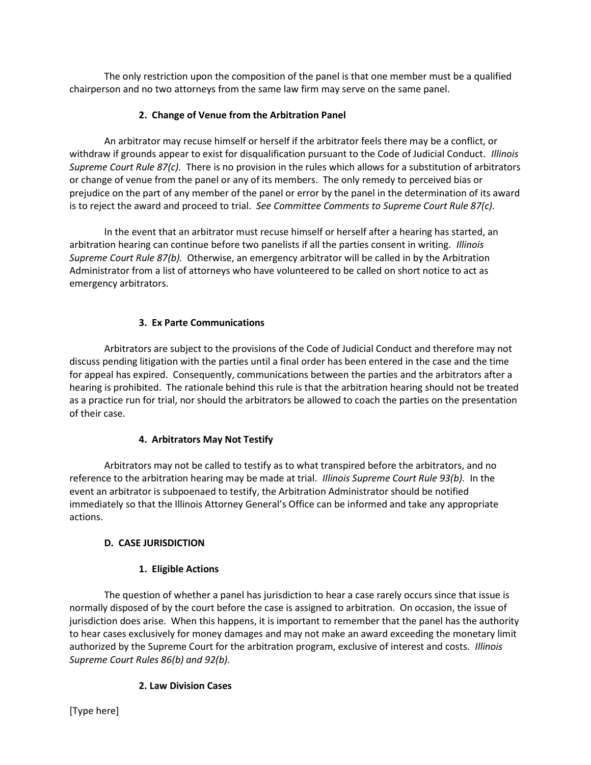The only restriction upon the composition of the panel is that one member must be a qualified chairperson and no two attorneys from the same law firm may serve on the same panel.

### 2. Change of Venue from the Arbitration Panel

An arbitrator may recuse himself or herself if the arbitrator feels there may be a conflict, or withdraw if grounds appear to exist for disqualification pursuant to the Code of Judicial Conduct. *Illinois Supreme Court Rule 87(c).* There is no provision in the rules which allows for a substitution of arbitrators or change of venue from the panel or any of its members. The only remedy to perceived bias or prejudice on the part of any member of the panel or error by the panel in the determination of its award is to reject the award and proceed to trial. *See Committee Comments to Supreme Court Rule 87(c).*

In the event that an arbitrator must recuse himself or herself after a hearing has started, an arbitration hearing can continue before two panelists if all the parties consent in writing. *Illinois Supreme Court Rule 87(b).* Otherwise, an emergency arbitrator will be called in by the Arbitration Administrator from a list of attorneys who have volunteered to be called on short notice to act as emergency arbitrators.

### 3. Ex Parte Communications

Arbitrators are subject to the provisions of the Code of Judicial Conduct and therefore may not discuss pending litigation with the parties until a final order has been entered in the case and the time for appeal has expired. Consequently, communications between the parties and the arbitrators after a hearing is prohibited. The rationale behind this rule is that the arbitration hearing should not be treated as a practice run for trial, nor should the arbitrators be allowed to coach the parties on the presentation of their case.

### 4. Arbitrators May Not Testify

Arbitrators may not be called to testify as to what transpired before the arbitrators, and no reference to the arbitration hearing may be made at trial. *Illinois Supreme Court Rule 93(b).* In the event an arbitrator is subpoenaed to testify, the Arbitration Administrator should be notified immediately so that the Illinois Attorney General's Office can be informed and take any appropriate actions.

## D. CASE JURISDICTION

### 1. Eligible Actions

The question of whether a panel has jurisdiction to hear a case rarely occurs since that issue is normally disposed of by the court before the case is assigned to arbitration. On occasion, the issue of jurisdiction does arise. When this happens, it is important to remember that the panel has the authority to hear cases exclusively for money damages and may not make an award exceeding the monetary limit authorized by the Supreme Court for the arbitration program, exclusive of interest and costs. *Illinois Supreme Court Rules 86(b) and 92(b).*

### 2. Law Division Cases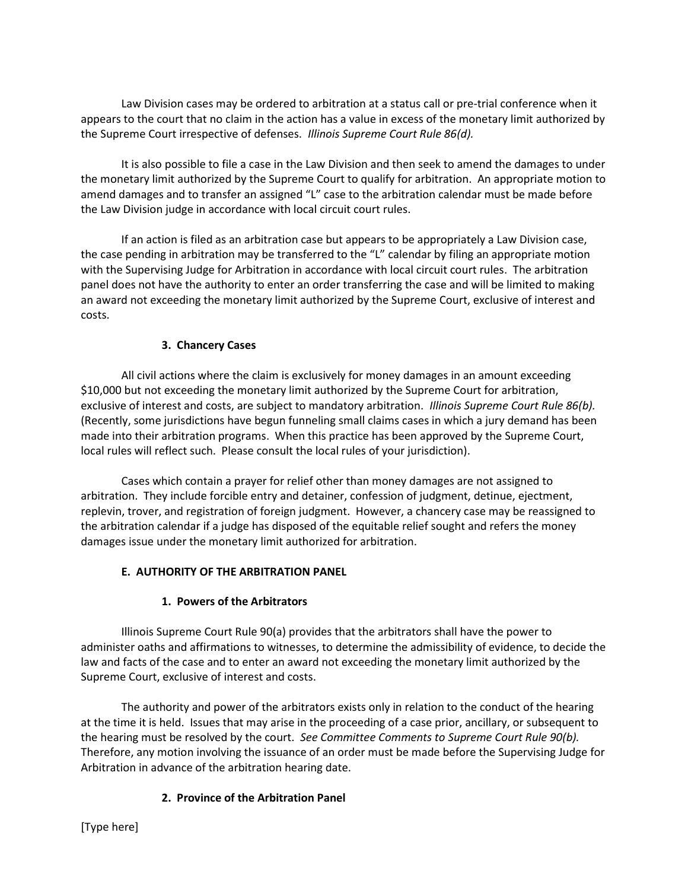Law Division cases may be ordered to arbitration at a status call or pre-trial conference when it appears to the court that no claim in the action has a value in excess of the monetary limit authorized by the Supreme Court irrespective of defenses. *Illinois Supreme Court Rule 86(d).*

It is also possible to file a case in the Law Division and then seek to amend the damages to under the monetary limit authorized by the Supreme Court to qualify for arbitration. An appropriate motion to amend damages and to transfer an assigned "L" case to the arbitration calendar must be made before the Law Division judge in accordance with local circuit court rules.

If an action is filed as an arbitration case but appears to be appropriately a Law Division case, the case pending in arbitration may be transferred to the "L" calendar by filing an appropriate motion with the Supervising Judge for Arbitration in accordance with local circuit court rules. The arbitration panel does not have the authority to enter an order transferring the case and will be limited to making an award not exceeding the monetary limit authorized by the Supreme Court, exclusive of interest and costs.

### 3. Chancery Cases

All civil actions where the claim is exclusively for money damages in an amount exceeding $10,000 but not exceeding the monetary limit authorized by the Supreme Court for arbitration, exclusive of interest and costs, are subject to mandatory arbitration. *Illinois Supreme Court Rule 86(b).* (Recently, some jurisdictions have begun funneling small claims cases in which a jury demand has been made into their arbitration programs. When this practice has been approved by the Supreme Court, local rules will reflect such. Please consult the local rules of your jurisdiction).

Cases which contain a prayer for relief other than money damages are not assigned to arbitration. They include forcible entry and detainer, confession of judgment, detinue, ejectment, replevin, trover, and registration of foreign judgment. However, a chancery case may be reassigned to the arbitration calendar if a judge has disposed of the equitable relief sought and refers the money damages issue under the monetary limit authorized for arbitration.

## E. AUTHORITY OF THE ARBITRATION PANEL

### 1. Powers of the Arbitrators

Illinois Supreme Court Rule 90(a) provides that the arbitrators shall have the power to administer oaths and affirmations to witnesses, to determine the admissibility of evidence, to decide the law and facts of the case and to enter an award not exceeding the monetary limit authorized by the Supreme Court, exclusive of interest and costs.

The authority and power of the arbitrators exists only in relation to the conduct of the hearing at the time it is held. Issues that may arise in the proceeding of a case prior, ancillary, or subsequent to the hearing must be resolved by the court. *See Committee Comments to Supreme Court Rule 90(b).* Therefore, any motion involving the issuance of an order must be made before the Supervising Judge for Arbitration in advance of the arbitration hearing date.

### 2. Province of the Arbitration Panel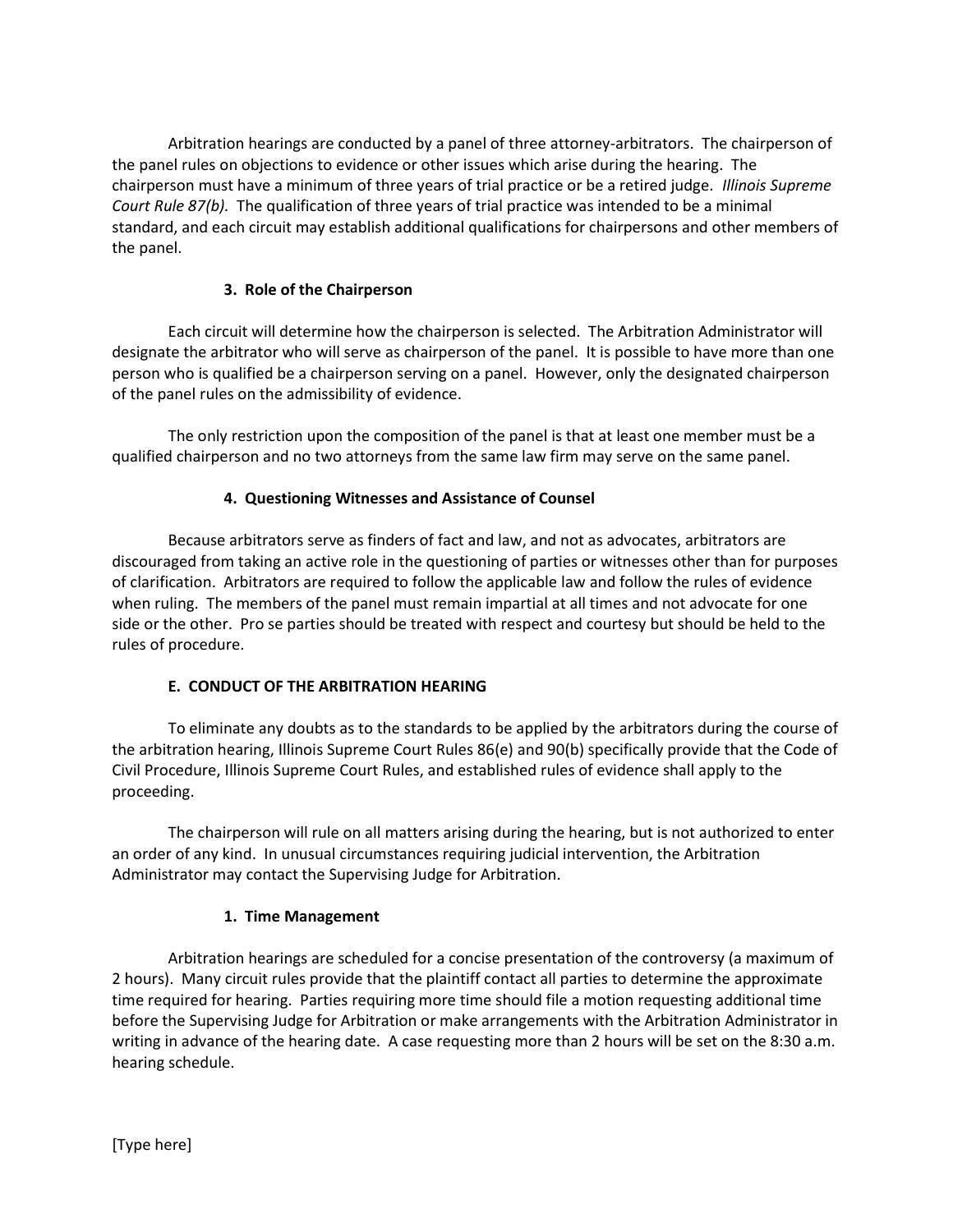Arbitration hearings are conducted by a panel of three attorney-arbitrators. The chairperson of the panel rules on objections to evidence or other issues which arise during the hearing. The chairperson must have a minimum of three years of trial practice or be a retired judge. *Illinois Supreme Court Rule 87(b).* The qualification of three years of trial practice was intended to be a minimal standard, and each circuit may establish additional qualifications for chairpersons and other members of the panel.

### 3. Role of the Chairperson

Each circuit will determine how the chairperson is selected. The Arbitration Administrator will designate the arbitrator who will serve as chairperson of the panel. It is possible to have more than one person who is qualified be a chairperson serving on a panel. However, only the designated chairperson of the panel rules on the admissibility of evidence.

The only restriction upon the composition of the panel is that at least one member must be a qualified chairperson and no two attorneys from the same law firm may serve on the same panel.

### 4. Questioning Witnesses and Assistance of Counsel

Because arbitrators serve as finders of fact and law, and not as advocates, arbitrators are discouraged from taking an active role in the questioning of parties or witnesses other than for purposes of clarification. Arbitrators are required to follow the applicable law and follow the rules of evidence when ruling. The members of the panel must remain impartial at all times and not advocate for one side or the other. Pro se parties should be treated with respect and courtesy but should be held to the rules of procedure.

## E. CONDUCT OF THE ARBITRATION HEARING

To eliminate any doubts as to the standards to be applied by the arbitrators during the course of the arbitration hearing, Illinois Supreme Court Rules 86(e) and 90(b) specifically provide that the Code of Civil Procedure, Illinois Supreme Court Rules, and established rules of evidence shall apply to the proceeding.

The chairperson will rule on all matters arising during the hearing, but is not authorized to enter an order of any kind. In unusual circumstances requiring judicial intervention, the Arbitration Administrator may contact the Supervising Judge for Arbitration.

### 1. Time Management

Arbitration hearings are scheduled for a concise presentation of the controversy (a maximum of 2 hours). Many circuit rules provide that the plaintiff contact all parties to determine the approximate time required for hearing. Parties requiring more time should file a motion requesting additional time before the Supervising Judge for Arbitration or make arrangements with the Arbitration Administrator in writing in advance of the hearing date. A case requesting more than 2 hours will be set on the 8:30 a.m. hearing schedule.

[Type here]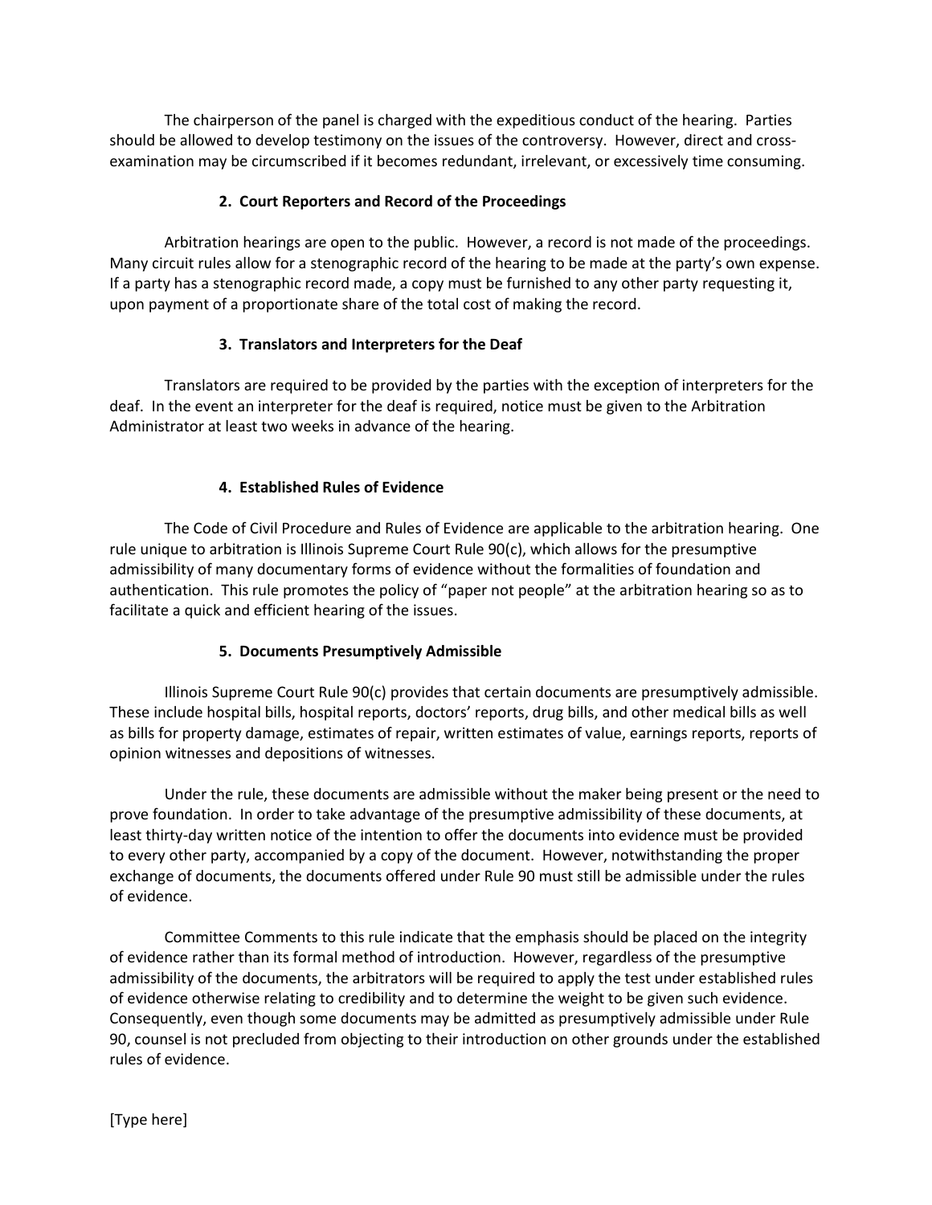The chairperson of the panel is charged with the expeditious conduct of the hearing. Parties should be allowed to develop testimony on the issues of the controversy. However, direct and cross-examination may be circumscribed if it becomes redundant, irrelevant, or excessively time consuming.

### 2. Court Reporters and Record of the Proceedings

Arbitration hearings are open to the public. However, a record is not made of the proceedings. Many circuit rules allow for a stenographic record of the hearing to be made at the party's own expense. If a party has a stenographic record made, a copy must be furnished to any other party requesting it, upon payment of a proportionate share of the total cost of making the record.

### 3. Translators and Interpreters for the Deaf

Translators are required to be provided by the parties with the exception of interpreters for the deaf. In the event an interpreter for the deaf is required, notice must be given to the Arbitration Administrator at least two weeks in advance of the hearing.

### 4. Established Rules of Evidence

The Code of Civil Procedure and Rules of Evidence are applicable to the arbitration hearing. One rule unique to arbitration is Illinois Supreme Court Rule 90(c), which allows for the presumptive admissibility of many documentary forms of evidence without the formalities of foundation and authentication. This rule promotes the policy of "paper not people" at the arbitration hearing so as to facilitate a quick and efficient hearing of the issues.

### 5. Documents Presumptively Admissible

Illinois Supreme Court Rule 90(c) provides that certain documents are presumptively admissible. These include hospital bills, hospital reports, doctors' reports, drug bills, and other medical bills as well as bills for property damage, estimates of repair, written estimates of value, earnings reports, reports of opinion witnesses and depositions of witnesses.

Under the rule, these documents are admissible without the maker being present or the need to prove foundation. In order to take advantage of the presumptive admissibility of these documents, at least thirty-day written notice of the intention to offer the documents into evidence must be provided to every other party, accompanied by a copy of the document. However, notwithstanding the proper exchange of documents, the documents offered under Rule 90 must still be admissible under the rules of evidence.

Committee Comments to this rule indicate that the emphasis should be placed on the integrity of evidence rather than its formal method of introduction. However, regardless of the presumptive admissibility of the documents, the arbitrators will be required to apply the test under established rules of evidence otherwise relating to credibility and to determine the weight to be given such evidence. Consequently, even though some documents may be admitted as presumptively admissible under Rule 90, counsel is not precluded from objecting to their introduction on other grounds under the established rules of evidence.

[Type here]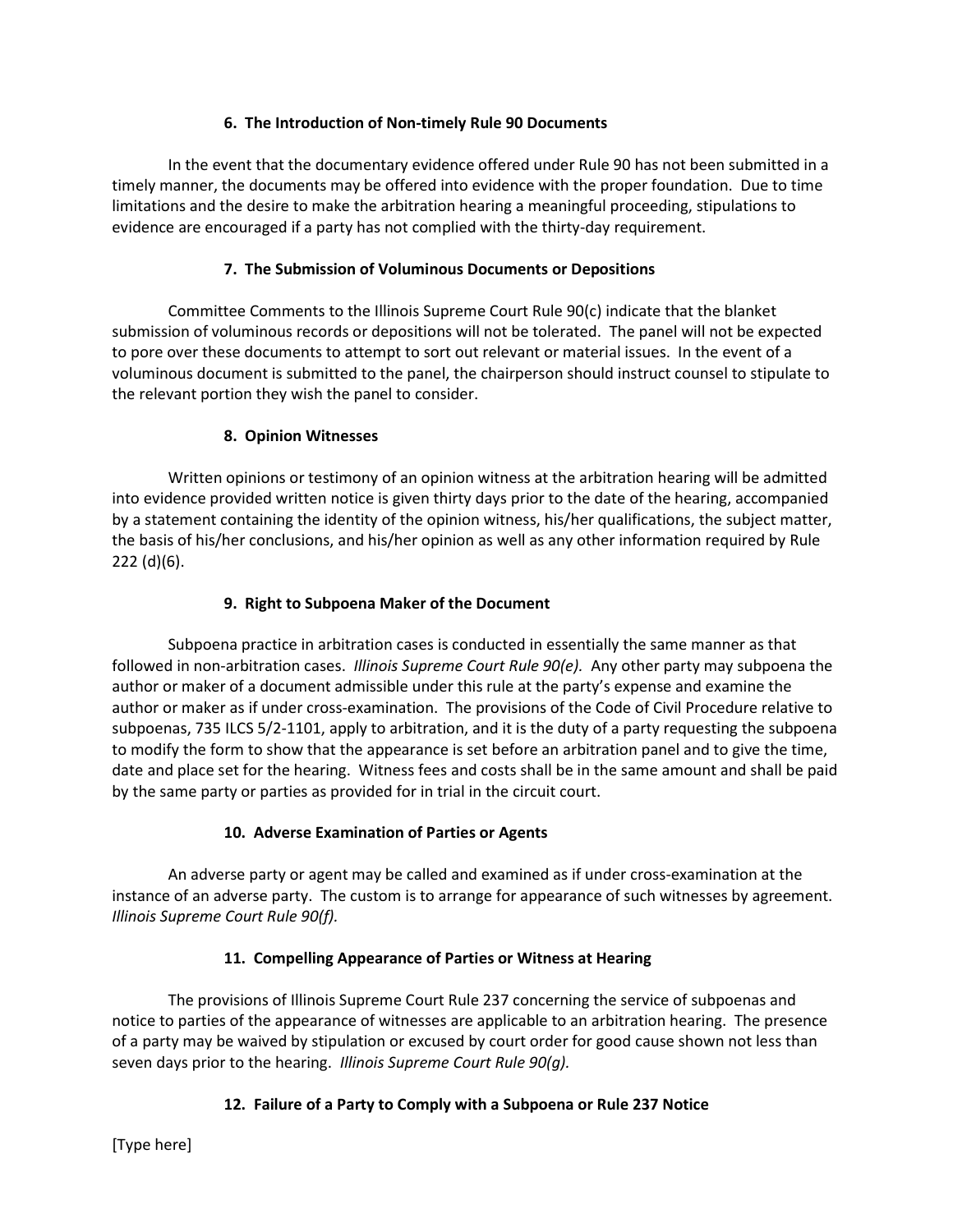### 6. The Introduction of Non-timely Rule 90 Documents

In the event that the documentary evidence offered under Rule 90 has not been submitted in a timely manner, the documents may be offered into evidence with the proper foundation. Due to time limitations and the desire to make the arbitration hearing a meaningful proceeding, stipulations to evidence are encouraged if a party has not complied with the thirty-day requirement.

### 7. The Submission of Voluminous Documents or Depositions

Committee Comments to the Illinois Supreme Court Rule 90(c) indicate that the blanket submission of voluminous records or depositions will not be tolerated. The panel will not be expected to pore over these documents to attempt to sort out relevant or material issues. In the event of a voluminous document is submitted to the panel, the chairperson should instruct counsel to stipulate to the relevant portion they wish the panel to consider.

### 8. Opinion Witnesses

Written opinions or testimony of an opinion witness at the arbitration hearing will be admitted into evidence provided written notice is given thirty days prior to the date of the hearing, accompanied by a statement containing the identity of the opinion witness, his/her qualifications, the subject matter, the basis of his/her conclusions, and his/her opinion as well as any other information required by Rule 222 (d)(6).

### 9. Right to Subpoena Maker of the Document

Subpoena practice in arbitration cases is conducted in essentially the same manner as that followed in non-arbitration cases. *Illinois Supreme Court Rule 90(e).* Any other party may subpoena the author or maker of a document admissible under this rule at the party's expense and examine the author or maker as if under cross-examination. The provisions of the Code of Civil Procedure relative to subpoenas, 735 ILCS 5/2-1101, apply to arbitration, and it is the duty of a party requesting the subpoena to modify the form to show that the appearance is set before an arbitration panel and to give the time, date and place set for the hearing. Witness fees and costs shall be in the same amount and shall be paid by the same party or parties as provided for in trial in the circuit court.

### 10. Adverse Examination of Parties or Agents

An adverse party or agent may be called and examined as if under cross-examination at the instance of an adverse party. The custom is to arrange for appearance of such witnesses by agreement. *Illinois Supreme Court Rule 90(f).*

### 11. Compelling Appearance of Parties or Witness at Hearing

The provisions of Illinois Supreme Court Rule 237 concerning the service of subpoenas and notice to parties of the appearance of witnesses are applicable to an arbitration hearing. The presence of a party may be waived by stipulation or excused by court order for good cause shown not less than seven days prior to the hearing. *Illinois Supreme Court Rule 90(g).*

### 12. Failure of a Party to Comply with a Subpoena or Rule 237 Notice

[Type here]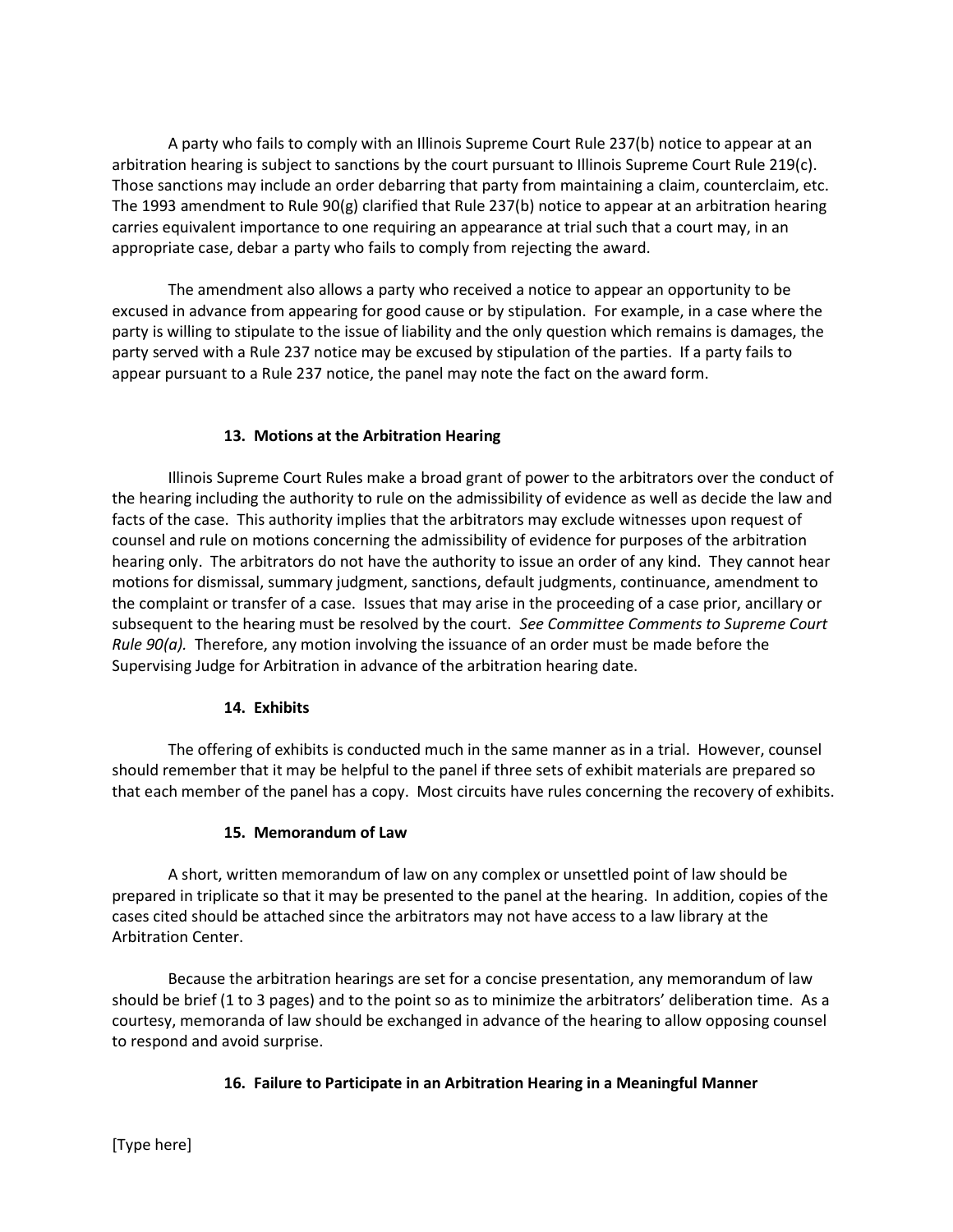A party who fails to comply with an Illinois Supreme Court Rule 237(b) notice to appear at an arbitration hearing is subject to sanctions by the court pursuant to Illinois Supreme Court Rule 219(c). Those sanctions may include an order debarring that party from maintaining a claim, counterclaim, etc. The 1993 amendment to Rule 90(g) clarified that Rule 237(b) notice to appear at an arbitration hearing carries equivalent importance to one requiring an appearance at trial such that a court may, in an appropriate case, debar a party who fails to comply from rejecting the award.

The amendment also allows a party who received a notice to appear an opportunity to be excused in advance from appearing for good cause or by stipulation. For example, in a case where the party is willing to stipulate to the issue of liability and the only question which remains is damages, the party served with a Rule 237 notice may be excused by stipulation of the parties. If a party fails to appear pursuant to a Rule 237 notice, the panel may note the fact on the award form.

### 13. Motions at the Arbitration Hearing

Illinois Supreme Court Rules make a broad grant of power to the arbitrators over the conduct of the hearing including the authority to rule on the admissibility of evidence as well as decide the law and facts of the case. This authority implies that the arbitrators may exclude witnesses upon request of counsel and rule on motions concerning the admissibility of evidence for purposes of the arbitration hearing only. The arbitrators do not have the authority to issue an order of any kind. They cannot hear motions for dismissal, summary judgment, sanctions, default judgments, continuance, amendment to the complaint or transfer of a case. Issues that may arise in the proceeding of a case prior, ancillary or subsequent to the hearing must be resolved by the court. *See Committee Comments to Supreme Court Rule 90(a).* Therefore, any motion involving the issuance of an order must be made before the Supervising Judge for Arbitration in advance of the arbitration hearing date.

### 14. Exhibits

The offering of exhibits is conducted much in the same manner as in a trial. However, counsel should remember that it may be helpful to the panel if three sets of exhibit materials are prepared so that each member of the panel has a copy. Most circuits have rules concerning the recovery of exhibits.

### 15. Memorandum of Law

A short, written memorandum of law on any complex or unsettled point of law should be prepared in triplicate so that it may be presented to the panel at the hearing. In addition, copies of the cases cited should be attached since the arbitrators may not have access to a law library at the Arbitration Center.

Because the arbitration hearings are set for a concise presentation, any memorandum of law should be brief (1 to 3 pages) and to the point so as to minimize the arbitrators' deliberation time. As a courtesy, memoranda of law should be exchanged in advance of the hearing to allow opposing counsel to respond and avoid surprise.

### 16. Failure to Participate in an Arbitration Hearing in a Meaningful Manner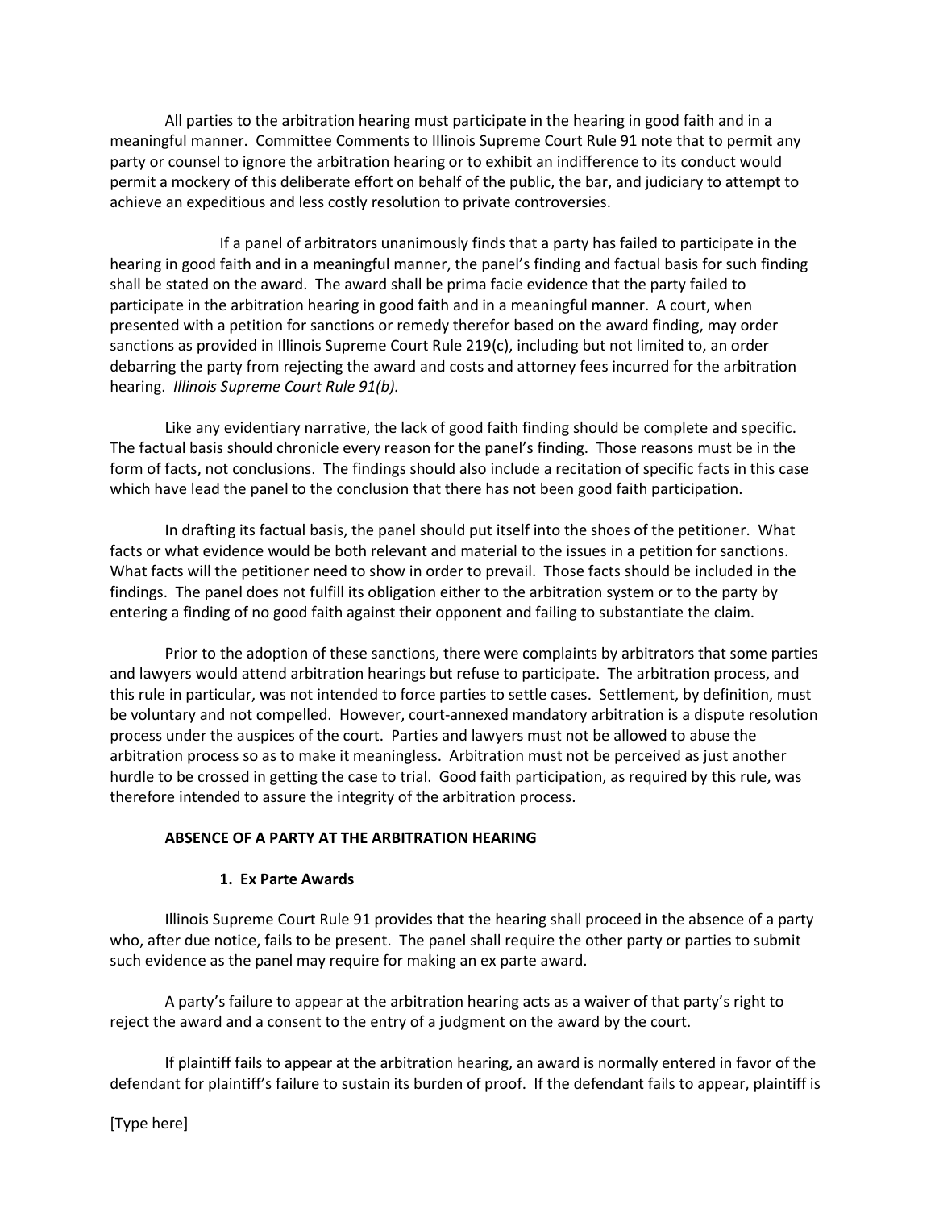All parties to the arbitration hearing must participate in the hearing in good faith and in a meaningful manner. Committee Comments to Illinois Supreme Court Rule 91 note that to permit any party or counsel to ignore the arbitration hearing or to exhibit an indifference to its conduct would permit a mockery of this deliberate effort on behalf of the public, the bar, and judiciary to attempt to achieve an expeditious and less costly resolution to private controversies.

If a panel of arbitrators unanimously finds that a party has failed to participate in the hearing in good faith and in a meaningful manner, the panel's finding and factual basis for such finding shall be stated on the award. The award shall be prima facie evidence that the party failed to participate in the arbitration hearing in good faith and in a meaningful manner. A court, when presented with a petition for sanctions or remedy therefor based on the award finding, may order sanctions as provided in Illinois Supreme Court Rule 219(c), including but not limited to, an order debarring the party from rejecting the award and costs and attorney fees incurred for the arbitration hearing. *Illinois Supreme Court Rule 91(b).*

Like any evidentiary narrative, the lack of good faith finding should be complete and specific. The factual basis should chronicle every reason for the panel's finding. Those reasons must be in the form of facts, not conclusions. The findings should also include a recitation of specific facts in this case which have lead the panel to the conclusion that there has not been good faith participation.

In drafting its factual basis, the panel should put itself into the shoes of the petitioner. What facts or what evidence would be both relevant and material to the issues in a petition for sanctions. What facts will the petitioner need to show in order to prevail. Those facts should be included in the findings. The panel does not fulfill its obligation either to the arbitration system or to the party by entering a finding of no good faith against their opponent and failing to substantiate the claim.

Prior to the adoption of these sanctions, there were complaints by arbitrators that some parties and lawyers would attend arbitration hearings but refuse to participate. The arbitration process, and this rule in particular, was not intended to force parties to settle cases. Settlement, by definition, must be voluntary and not compelled. However, court-annexed mandatory arbitration is a dispute resolution process under the auspices of the court. Parties and lawyers must not be allowed to abuse the arbitration process so as to make it meaningless. Arbitration must not be perceived as just another hurdle to be crossed in getting the case to trial. Good faith participation, as required by this rule, was therefore intended to assure the integrity of the arbitration process.

**ABSENCE OF A PARTY AT THE ARBITRATION HEARING**

**1. Ex Parte Awards**

Illinois Supreme Court Rule 91 provides that the hearing shall proceed in the absence of a party who, after due notice, fails to be present. The panel shall require the other party or parties to submit such evidence as the panel may require for making an ex parte award.

A party's failure to appear at the arbitration hearing acts as a waiver of that party's right to reject the award and a consent to the entry of a judgment on the award by the court.

If plaintiff fails to appear at the arbitration hearing, an award is normally entered in favor of the defendant for plaintiff's failure to sustain its burden of proof. If the defendant fails to appear, plaintiff is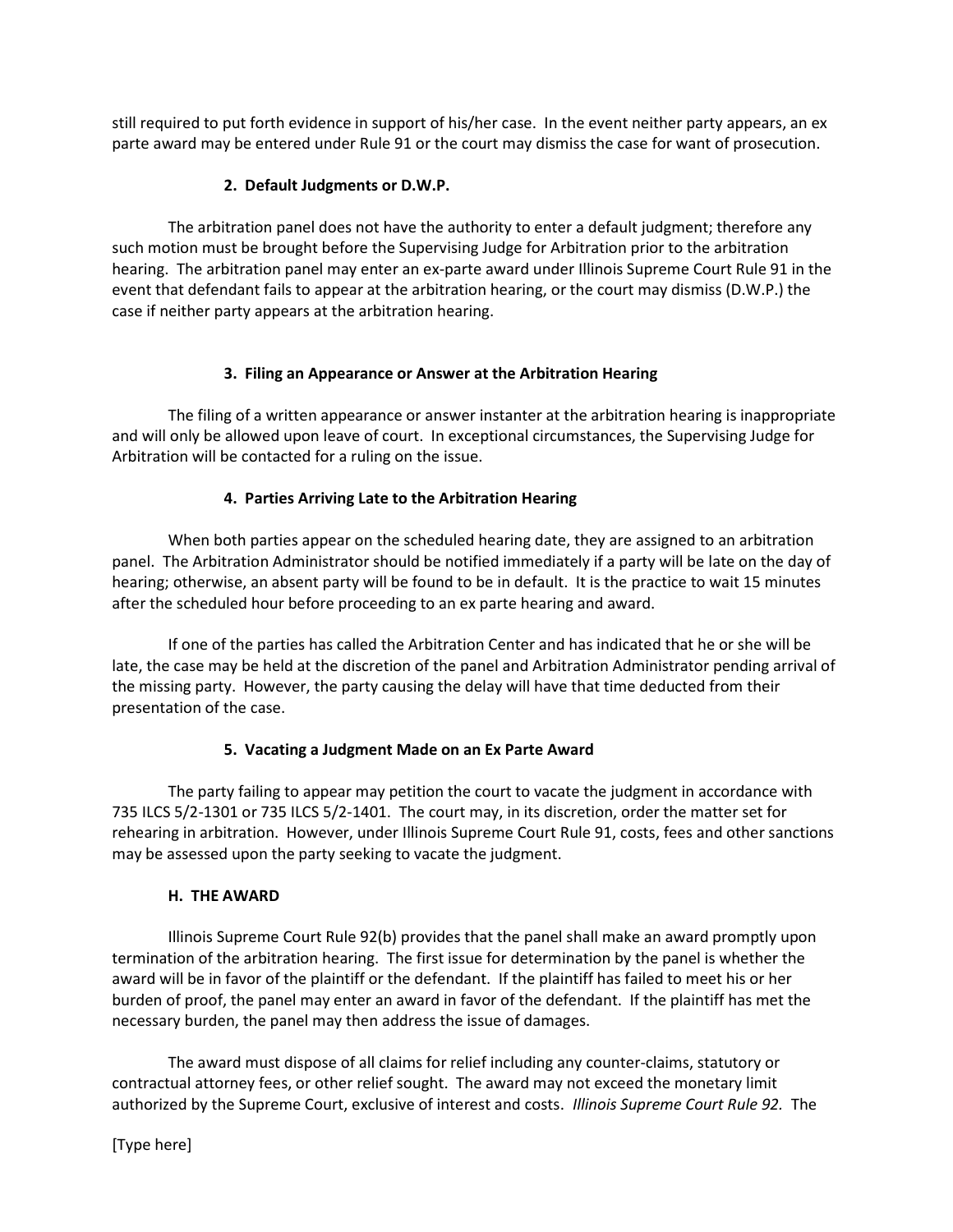still required to put forth evidence in support of his/her case. In the event neither party appears, an ex parte award may be entered under Rule 91 or the court may dismiss the case for want of prosecution.

#### 2. Default Judgments or D.W.P.

The arbitration panel does not have the authority to enter a default judgment; therefore any such motion must be brought before the Supervising Judge for Arbitration prior to the arbitration hearing. The arbitration panel may enter an ex-parte award under Illinois Supreme Court Rule 91 in the event that defendant fails to appear at the arbitration hearing, or the court may dismiss (D.W.P.) the case if neither party appears at the arbitration hearing.

#### 3. Filing an Appearance or Answer at the Arbitration Hearing

The filing of a written appearance or answer instanter at the arbitration hearing is inappropriate and will only be allowed upon leave of court. In exceptional circumstances, the Supervising Judge for Arbitration will be contacted for a ruling on the issue.

#### 4. Parties Arriving Late to the Arbitration Hearing

When both parties appear on the scheduled hearing date, they are assigned to an arbitration panel. The Arbitration Administrator should be notified immediately if a party will be late on the day of hearing; otherwise, an absent party will be found to be in default. It is the practice to wait 15 minutes after the scheduled hour before proceeding to an ex parte hearing and award.

If one of the parties has called the Arbitration Center and has indicated that he or she will be late, the case may be held at the discretion of the panel and Arbitration Administrator pending arrival of the missing party. However, the party causing the delay will have that time deducted from their presentation of the case.

#### 5. Vacating a Judgment Made on an Ex Parte Award

The party failing to appear may petition the court to vacate the judgment in accordance with 735 ILCS 5/2-1301 or 735 ILCS 5/2-1401. The court may, in its discretion, order the matter set for rehearing in arbitration. However, under Illinois Supreme Court Rule 91, costs, fees and other sanctions may be assessed upon the party seeking to vacate the judgment.

### H. THE AWARD

Illinois Supreme Court Rule 92(b) provides that the panel shall make an award promptly upon termination of the arbitration hearing. The first issue for determination by the panel is whether the award will be in favor of the plaintiff or the defendant. If the plaintiff has failed to meet his or her burden of proof, the panel may enter an award in favor of the defendant. If the plaintiff has met the necessary burden, the panel may then address the issue of damages.

The award must dispose of all claims for relief including any counter-claims, statutory or contractual attorney fees, or other relief sought. The award may not exceed the monetary limit authorized by the Supreme Court, exclusive of interest and costs. *Illinois Supreme Court Rule 92.* The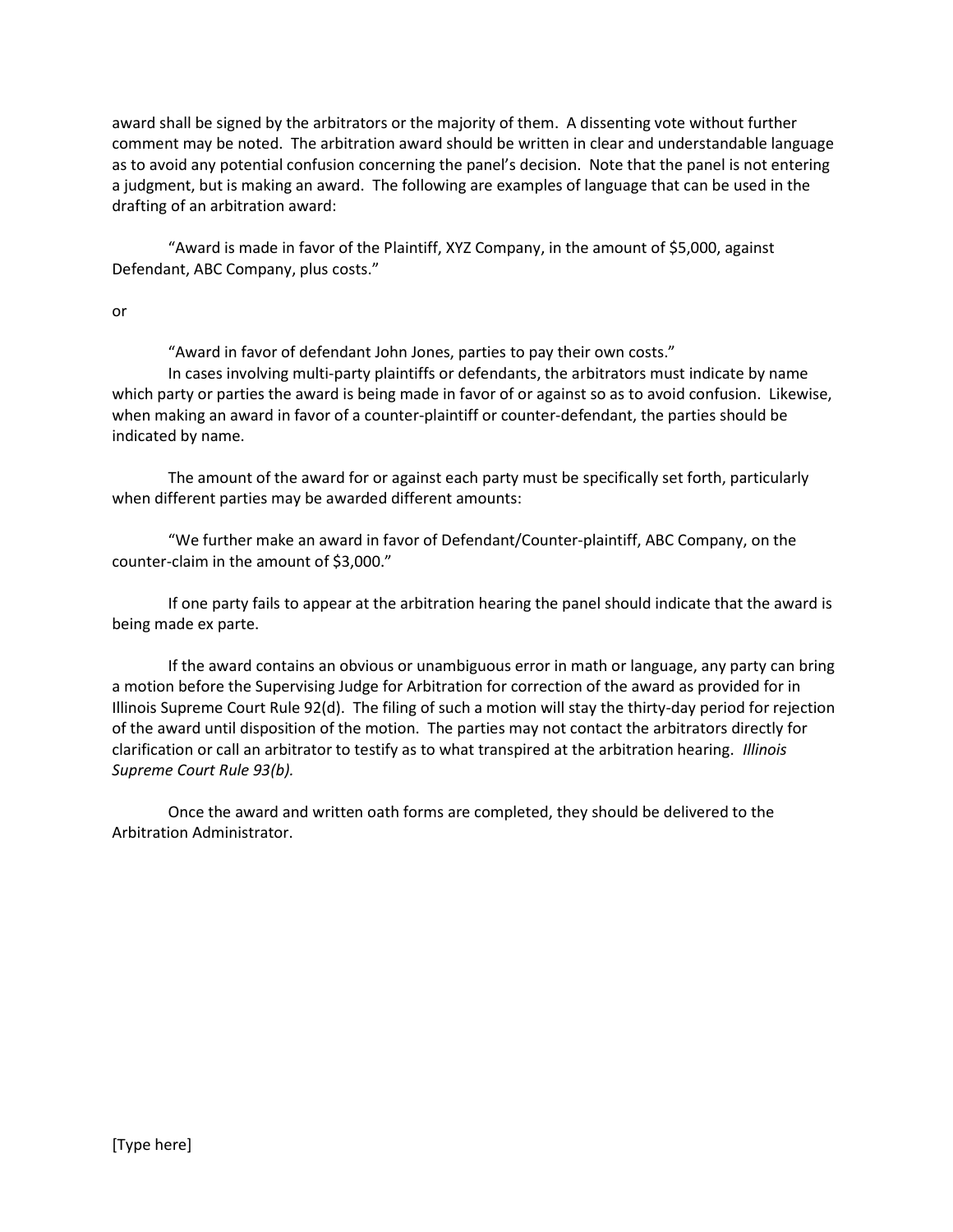award shall be signed by the arbitrators or the majority of them. A dissenting vote without further comment may be noted. The arbitration award should be written in clear and understandable language as to avoid any potential confusion concerning the panel's decision. Note that the panel is not entering a judgment, but is making an award. The following are examples of language that can be used in the drafting of an arbitration award:

"Award is made in favor of the Plaintiff, XYZ Company, in the amount of $5,000, against Defendant, ABC Company, plus costs."

or

"Award in favor of defendant John Jones, parties to pay their own costs."

In cases involving multi-party plaintiffs or defendants, the arbitrators must indicate by name which party or parties the award is being made in favor of or against so as to avoid confusion. Likewise, when making an award in favor of a counter-plaintiff or counter-defendant, the parties should be indicated by name.

The amount of the award for or against each party must be specifically set forth, particularly when different parties may be awarded different amounts:

"We further make an award in favor of Defendant/Counter-plaintiff, ABC Company, on the counter-claim in the amount of $3,000."

If one party fails to appear at the arbitration hearing the panel should indicate that the award is being made ex parte.

If the award contains an obvious or unambiguous error in math or language, any party can bring a motion before the Supervising Judge for Arbitration for correction of the award as provided for in Illinois Supreme Court Rule 92(d). The filing of such a motion will stay the thirty-day period for rejection of the award until disposition of the motion. The parties may not contact the arbitrators directly for clarification or call an arbitrator to testify as to what transpired at the arbitration hearing. *Illinois Supreme Court Rule 93(b).*

Once the award and written oath forms are completed, they should be delivered to the Arbitration Administrator.

[Type here]